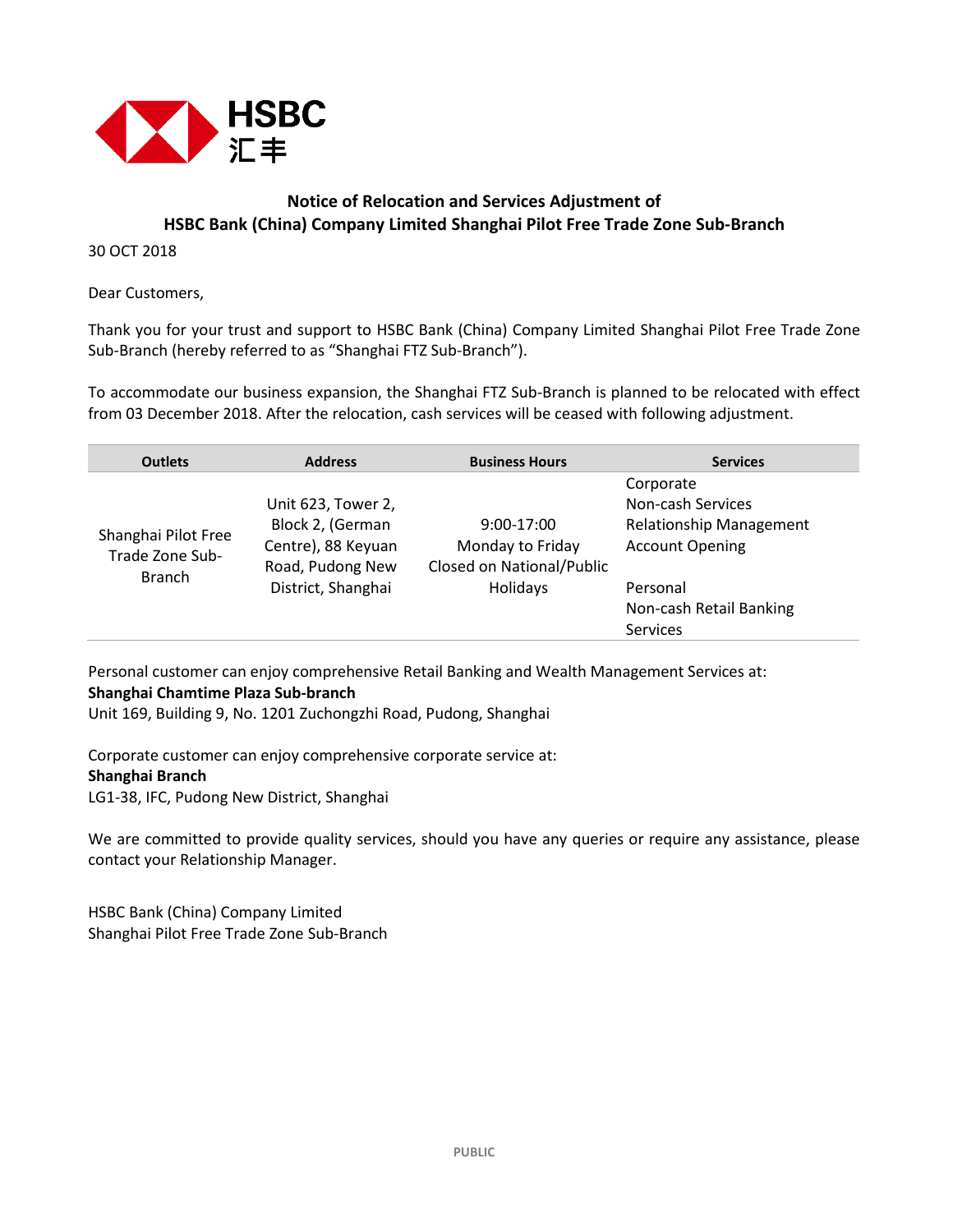HSBC
汇丰

## Notice of Relocation and Services Adjustment of HSBC Bank (China) Company Limited Shanghai Pilot Free Trade Zone Sub-Branch

30 OCT 2018

Dear Customers,

Thank you for your trust and support to HSBC Bank (China) Company Limited Shanghai Pilot Free Trade Zone Sub-Branch (hereby referred to as "Shanghai FTZ Sub-Branch").

To accommodate our business expansion, the Shanghai FTZ Sub-Branch is planned to be relocated with effect from 03 December 2018. After the relocation, cash services will be ceased with following adjustment.

| Outlets | Address | Business Hours | Services |
|---|---|---|---|
| Shanghai Pilot Free Trade Zone Sub-Branch | Unit 623, Tower 2, Block 2, (German Centre), 88 Keyuan Road, Pudong New District, Shanghai | 9:00-17:00 Monday to Friday Closed on National/Public Holidays | Corporate Non-cash Services Relationship Management Account Opening<br><br>Personal Non-cash Retail Banking Services |

Personal customer can enjoy comprehensive Retail Banking and Wealth Management Services at:
**Shanghai Chamtime Plaza Sub-branch**
Unit 169, Building 9, No. 1201 Zuchongzhi Road, Pudong, Shanghai

Corporate customer can enjoy comprehensive corporate service at:
**Shanghai Branch**
LG1-38, IFC, Pudong New District, Shanghai

We are committed to provide quality services, should you have any queries or require any assistance, please contact your Relationship Manager.

HSBC Bank (China) Company Limited
Shanghai Pilot Free Trade Zone Sub-Branch

PUBLIC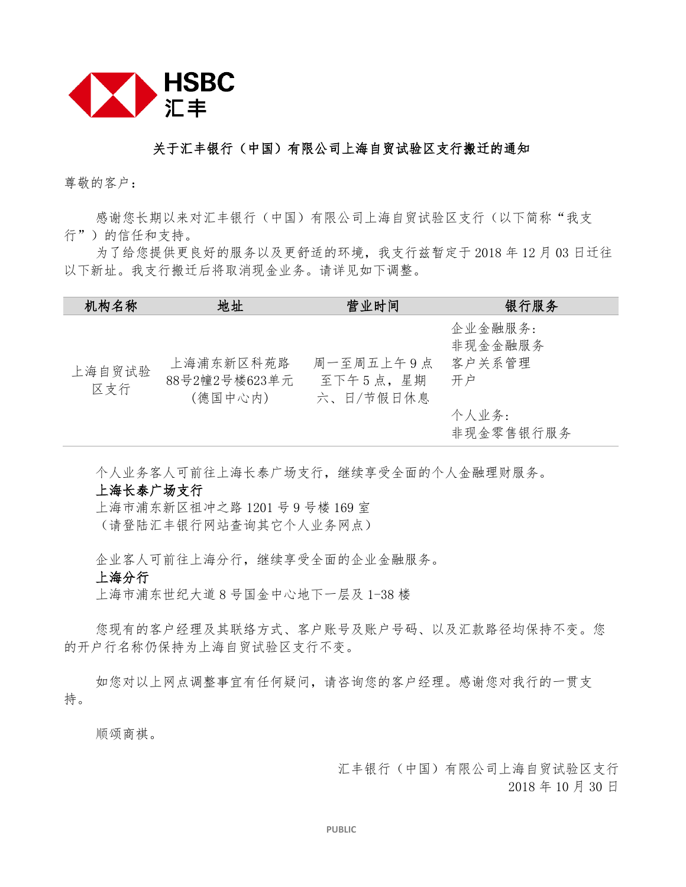HSBC
汇丰

## 关于汇丰银行（中国）有限公司上海自贸试验区支行搬迁的通知

尊敬的客户：

感谢您长期以来对汇丰银行（中国）有限公司上海自贸试验区支行（以下简称“我支行”）的信任和支持。

为了给您提供更良好的服务以及更舒适的环境，我支行兹暂定于 2018 年 12 月 03 日迁往以下新址。我支行搬迁后将取消现金业务。请详见如下调整。

| 机构名称 | 地址 | 营业时间 | 银行服务 |
|---|---|---|---|
| 上海自贸试验区支行 | 上海浦东新区科苑路88号2幢2号楼623单元（德国中心内） | 周一至周五上午 9 点至下午 5 点，星期六、日/节假日休息 | 企业金融服务:<br>非现金金融服务<br>客户关系管理<br>开户<br><br>个人业务:<br>非现金零售银行服务 |

个人业务客人可前往上海长泰广场支行，继续享受全面的个人金融理财服务。

**上海长泰广场支行**
上海市浦东新区祖冲之路 1201 号 9 号楼 169 室
（请登陆汇丰银行网站查询其它个人业务网点）

企业客人可前往上海分行，继续享受全面的企业金融服务。

**上海分行**
上海市浦东世纪大道 8 号国金中心地下一层及 1-38 楼

您现有的客户经理及其联络方式、客户账号及账户号码、以及汇款路径均保持不变。您的开户行名称仍保持为上海自贸试验区支行不变。

如您对以上网点调整事宜有任何疑问，请咨询您的客户经理。感谢您对我行的一贯支持。

顺颂商祺。

汇丰银行（中国）有限公司上海自贸试验区支行
2018 年 10 月 30 日